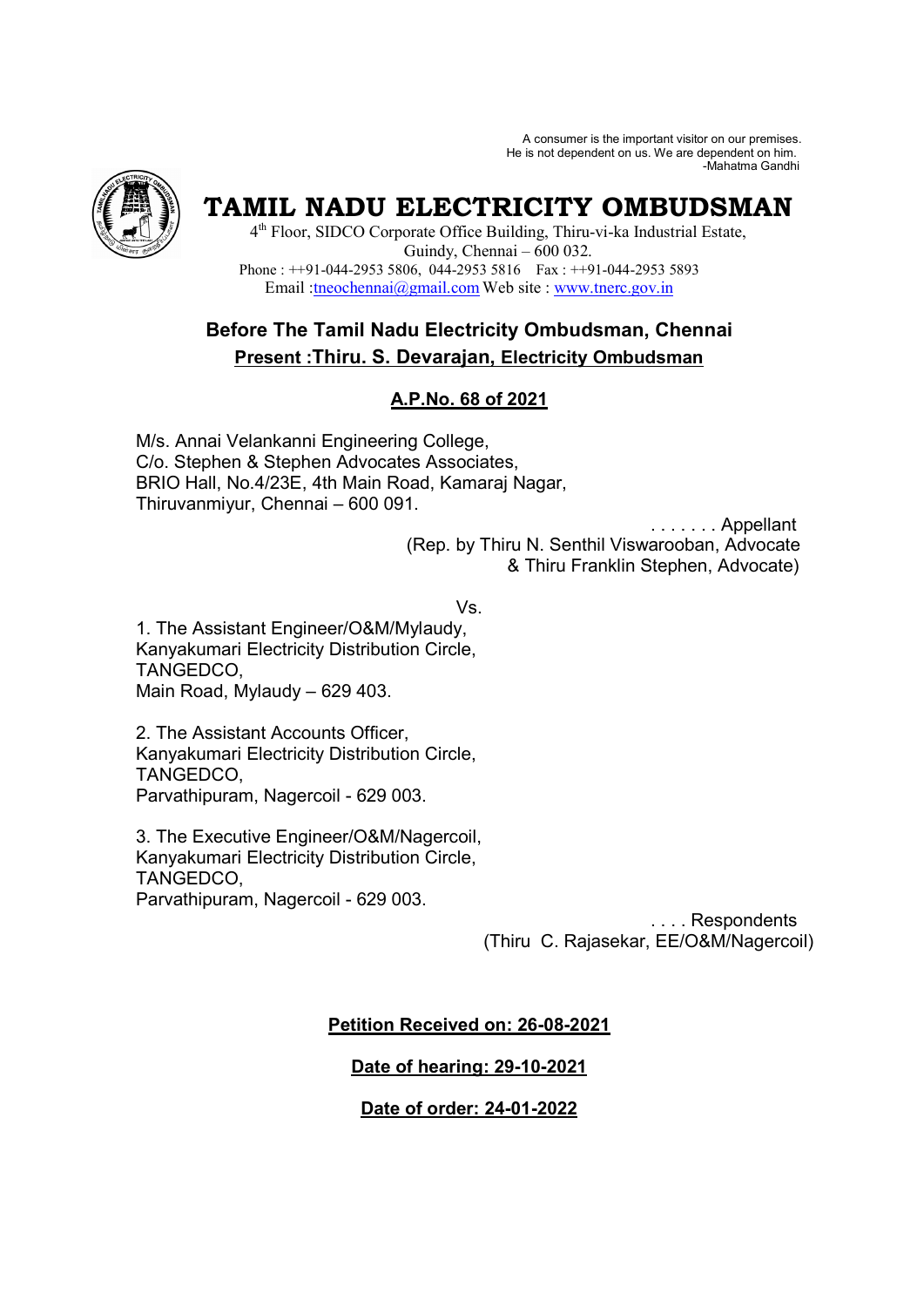A consumer is the important visitor on our premises.
He is not dependent on us. We are dependent on him.
-Mahatma Gandhi

# TAMIL NADU ELECTRICITY OMBUDSMAN

4th Floor, SIDCO Corporate Office Building, Thiru-vi-ka Industrial Estate,
Guindy, Chennai – 600 032.
Phone : ++91-044-2953 5806, 044-2953 5816 Fax : ++91-044-2953 5893
Email :tneochennai@gmail.com Web site : www.tnerc.gov.in

## Before The Tamil Nadu Electricity Ombudsman, Chennai

**Present :Thiru. S. Devarajan, Electricity Ombudsman**

**A.P.No. 68 of 2021**

M/s. Annai Velankanni Engineering College,
C/o. Stephen & Stephen Advocates Associates,
BRIO Hall, No.4/23E, 4th Main Road, Kamaraj Nagar,
Thiruvanmiyur, Chennai – 600 091.

. . . . . . . Appellant
(Rep. by Thiru N. Senthil Viswarooban, Advocate
& Thiru Franklin Stephen, Advocate)

Vs.

1. The Assistant Engineer/O&M/Mylaudy,
Kanyakumari Electricity Distribution Circle,
TANGEDCO,
Main Road, Mylaudy – 629 403.

2. The Assistant Accounts Officer,
Kanyakumari Electricity Distribution Circle,
TANGEDCO,
Parvathipuram, Nagercoil - 629 003.

3. The Executive Engineer/O&M/Nagercoil,
Kanyakumari Electricity Distribution Circle,
TANGEDCO,
Parvathipuram, Nagercoil - 629 003.

. . . . Respondents
(Thiru C. Rajasekar, EE/O&M/Nagercoil)

**Petition Received on: 26-08-2021**

**Date of hearing: 29-10-2021**

**Date of order: 24-01-2022**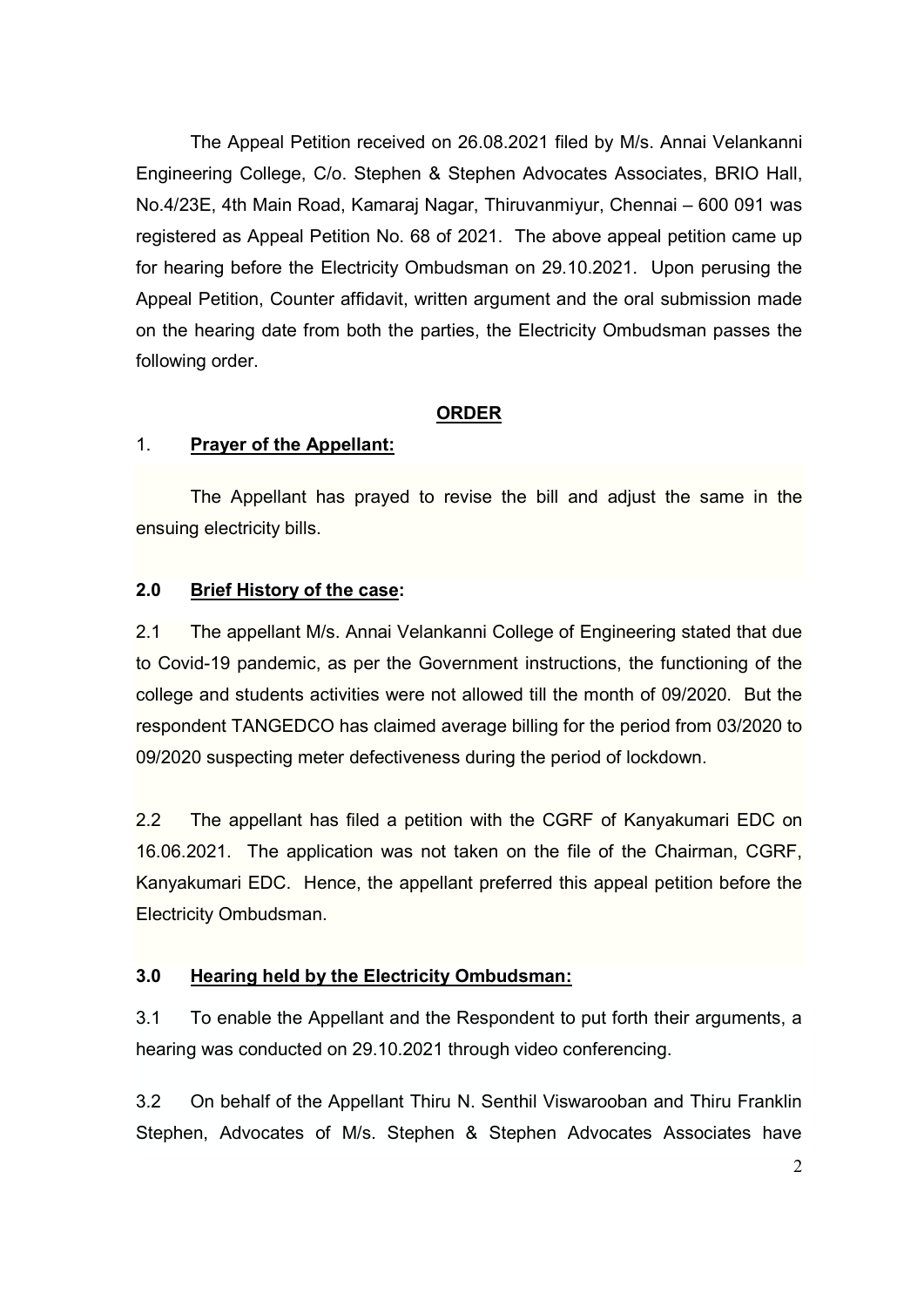The Appeal Petition received on 26.08.2021 filed by M/s. Annai Velankanni Engineering College, C/o. Stephen & Stephen Advocates Associates, BRIO Hall, No.4/23E, 4th Main Road, Kamaraj Nagar, Thiruvanmiyur, Chennai – 600 091 was registered as Appeal Petition No. 68 of 2021. The above appeal petition came up for hearing before the Electricity Ombudsman on 29.10.2021. Upon perusing the Appeal Petition, Counter affidavit, written argument and the oral submission made on the hearing date from both the parties, the Electricity Ombudsman passes the following order.

## ORDER

### 1. Prayer of the Appellant:

The Appellant has prayed to revise the bill and adjust the same in the ensuing electricity bills.

### 2.0 Brief History of the case:

2.1 The appellant M/s. Annai Velankanni College of Engineering stated that due to Covid-19 pandemic, as per the Government instructions, the functioning of the college and students activities were not allowed till the month of 09/2020. But the respondent TANGEDCO has claimed average billing for the period from 03/2020 to 09/2020 suspecting meter defectiveness during the period of lockdown.

2.2 The appellant has filed a petition with the CGRF of Kanyakumari EDC on 16.06.2021. The application was not taken on the file of the Chairman, CGRF, Kanyakumari EDC. Hence, the appellant preferred this appeal petition before the Electricity Ombudsman.

### 3.0 Hearing held by the Electricity Ombudsman:

3.1 To enable the Appellant and the Respondent to put forth their arguments, a hearing was conducted on 29.10.2021 through video conferencing.

3.2 On behalf of the Appellant Thiru N. Senthil Viswarooban and Thiru Franklin Stephen, Advocates of M/s. Stephen & Stephen Advocates Associates have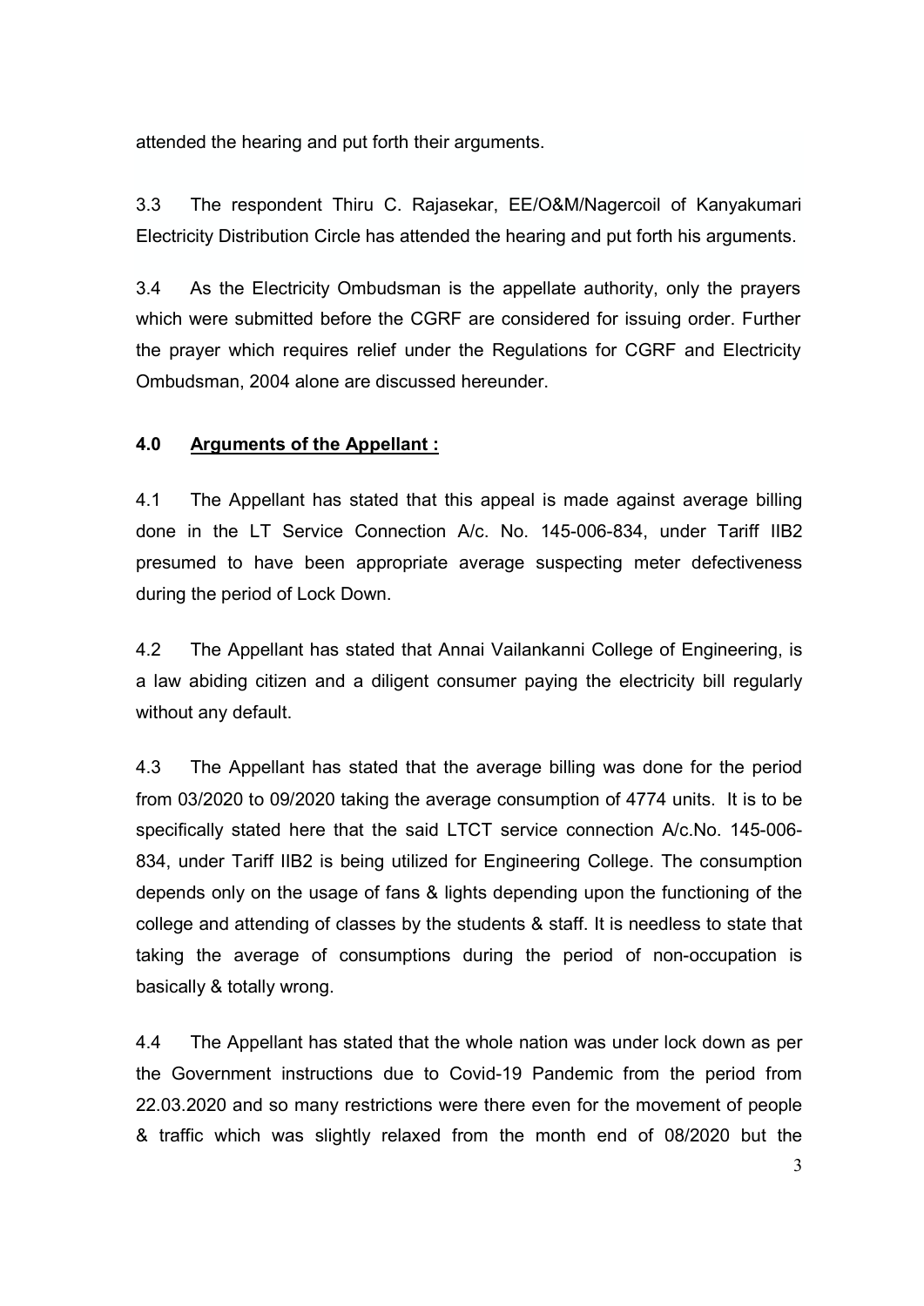attended the hearing and put forth their arguments.

3.3 The respondent Thiru C. Rajasekar, EE/O&M/Nagercoil of Kanyakumari Electricity Distribution Circle has attended the hearing and put forth his arguments.

3.4 As the Electricity Ombudsman is the appellate authority, only the prayers which were submitted before the CGRF are considered for issuing order. Further the prayer which requires relief under the Regulations for CGRF and Electricity Ombudsman, 2004 alone are discussed hereunder.

## 4.0 <u>Arguments of the Appellant :</u>

4.1 The Appellant has stated that this appeal is made against average billing done in the LT Service Connection A/c. No. 145-006-834, under Tariff IIB2 presumed to have been appropriate average suspecting meter defectiveness during the period of Lock Down.

4.2 The Appellant has stated that Annai Vailankanni College of Engineering, is a law abiding citizen and a diligent consumer paying the electricity bill regularly without any default.

4.3 The Appellant has stated that the average billing was done for the period from 03/2020 to 09/2020 taking the average consumption of 4774 units. It is to be specifically stated here that the said LTCT service connection A/c.No. 145-006-834, under Tariff IIB2 is being utilized for Engineering College. The consumption depends only on the usage of fans & lights depending upon the functioning of the college and attending of classes by the students & staff. It is needless to state that taking the average of consumptions during the period of non-occupation is basically & totally wrong.

4.4 The Appellant has stated that the whole nation was under lock down as per the Government instructions due to Covid-19 Pandemic from the period from 22.03.2020 and so many restrictions were there even for the movement of people & traffic which was slightly relaxed from the month end of 08/2020 but the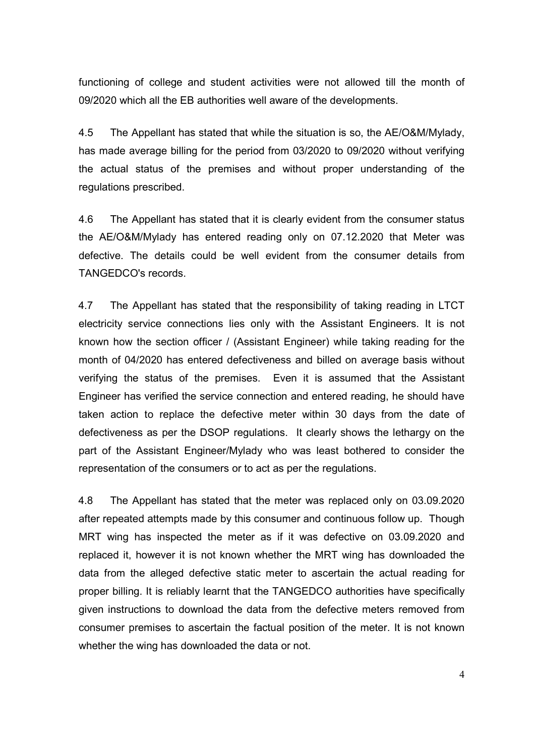functioning of college and student activities were not allowed till the month of 09/2020 which all the EB authorities well aware of the developments.

4.5 The Appellant has stated that while the situation is so, the AE/O&M/Mylady, has made average billing for the period from 03/2020 to 09/2020 without verifying the actual status of the premises and without proper understanding of the regulations prescribed.

4.6 The Appellant has stated that it is clearly evident from the consumer status the AE/O&M/Mylady has entered reading only on 07.12.2020 that Meter was defective. The details could be well evident from the consumer details from TANGEDCO's records.

4.7 The Appellant has stated that the responsibility of taking reading in LTCT electricity service connections lies only with the Assistant Engineers. It is not known how the section officer / (Assistant Engineer) while taking reading for the month of 04/2020 has entered defectiveness and billed on average basis without verifying the status of the premises. Even it is assumed that the Assistant Engineer has verified the service connection and entered reading, he should have taken action to replace the defective meter within 30 days from the date of defectiveness as per the DSOP regulations. It clearly shows the lethargy on the part of the Assistant Engineer/Mylady who was least bothered to consider the representation of the consumers or to act as per the regulations.

4.8 The Appellant has stated that the meter was replaced only on 03.09.2020 after repeated attempts made by this consumer and continuous follow up. Though MRT wing has inspected the meter as if it was defective on 03.09.2020 and replaced it, however it is not known whether the MRT wing has downloaded the data from the alleged defective static meter to ascertain the actual reading for proper billing. It is reliably learnt that the TANGEDCO authorities have specifically given instructions to download the data from the defective meters removed from consumer premises to ascertain the factual position of the meter. It is not known whether the wing has downloaded the data or not.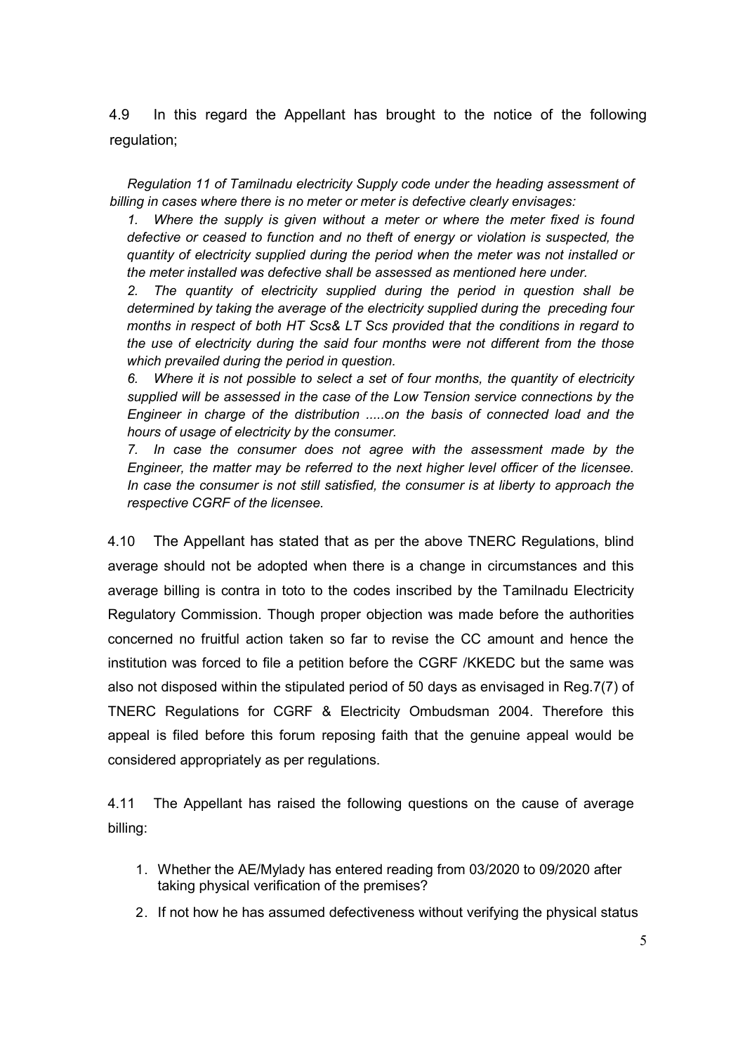4.9 In this regard the Appellant has brought to the notice of the following regulation;

> *Regulation 11 of Tamilnadu electricity Supply code under the heading assessment of billing in cases where there is no meter or meter is defective clearly envisages:*
>
> *1. Where the supply is given without a meter or where the meter fixed is found defective or ceased to function and no theft of energy or violation is suspected, the quantity of electricity supplied during the period when the meter was not installed or the meter installed was defective shall be assessed as mentioned here under.*
>
> *2. The quantity of electricity supplied during the period in question shall be determined by taking the average of the electricity supplied during the preceding four months in respect of both HT Scs& LT Scs provided that the conditions in regard to the use of electricity during the said four months were not different from the those which prevailed during the period in question.*
>
> *6. Where it is not possible to select a set of four months, the quantity of electricity supplied will be assessed in the case of the Low Tension service connections by the Engineer in charge of the distribution .....on the basis of connected load and the hours of usage of electricity by the consumer.*
>
> *7. In case the consumer does not agree with the assessment made by the Engineer, the matter may be referred to the next higher level officer of the licensee. In case the consumer is not still satisfied, the consumer is at liberty to approach the respective CGRF of the licensee.*

4.10 The Appellant has stated that as per the above TNERC Regulations, blind average should not be adopted when there is a change in circumstances and this average billing is contra in toto to the codes inscribed by the Tamilnadu Electricity Regulatory Commission. Though proper objection was made before the authorities concerned no fruitful action taken so far to revise the CC amount and hence the institution was forced to file a petition before the CGRF /KKEDC but the same was also not disposed within the stipulated period of 50 days as envisaged in Reg.7(7) of TNERC Regulations for CGRF & Electricity Ombudsman 2004. Therefore this appeal is filed before this forum reposing faith that the genuine appeal would be considered appropriately as per regulations.

4.11 The Appellant has raised the following questions on the cause of average billing:

1. Whether the AE/Mylady has entered reading from 03/2020 to 09/2020 after taking physical verification of the premises?
2. If not how he has assumed defectiveness without verifying the physical status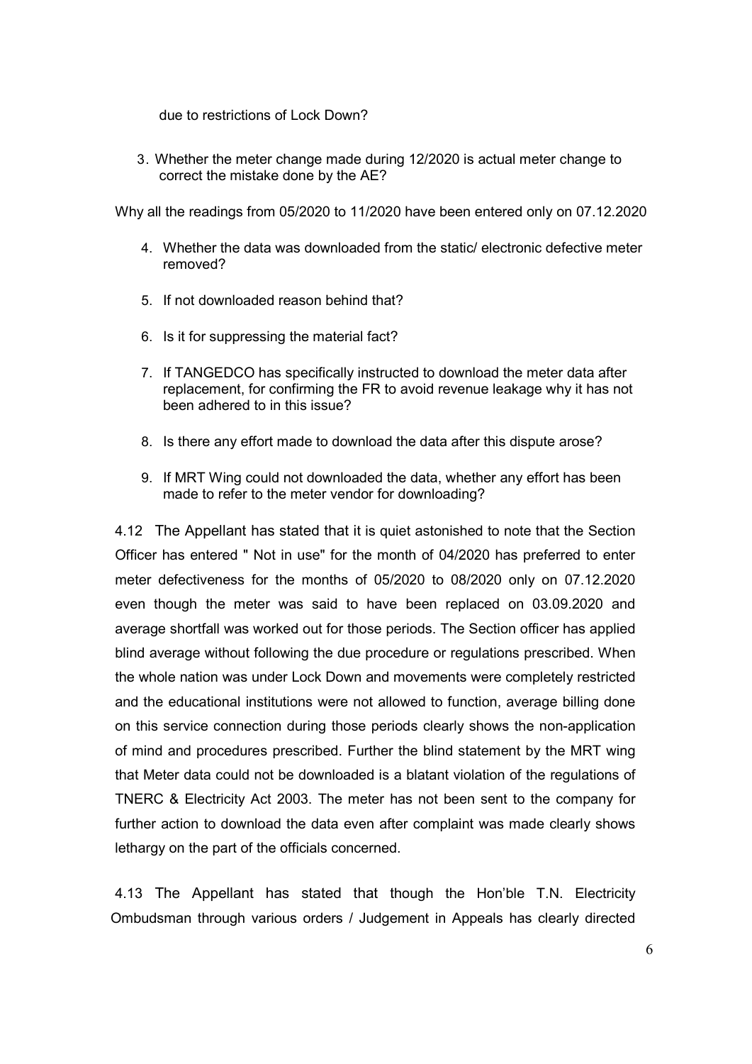due to restrictions of Lock Down?

3. Whether the meter change made during 12/2020 is actual meter change to correct the mistake done by the AE?

Why all the readings from 05/2020 to 11/2020 have been entered only on 07.12.2020

4. Whether the data was downloaded from the static/ electronic defective meter removed?

5. If not downloaded reason behind that?

6. Is it for suppressing the material fact?

7. If TANGEDCO has specifically instructed to download the meter data after replacement, for confirming the FR to avoid revenue leakage why it has not been adhered to in this issue?

8. Is there any effort made to download the data after this dispute arose?

9. If MRT Wing could not downloaded the data, whether any effort has been made to refer to the meter vendor for downloading?

4.12 The Appellant has stated that it is quiet astonished to note that the Section Officer has entered " Not in use" for the month of 04/2020 has preferred to enter meter defectiveness for the months of 05/2020 to 08/2020 only on 07.12.2020 even though the meter was said to have been replaced on 03.09.2020 and average shortfall was worked out for those periods. The Section officer has applied blind average without following the due procedure or regulations prescribed. When the whole nation was under Lock Down and movements were completely restricted and the educational institutions were not allowed to function, average billing done on this service connection during those periods clearly shows the non-application of mind and procedures prescribed. Further the blind statement by the MRT wing that Meter data could not be downloaded is a blatant violation of the regulations of TNERC & Electricity Act 2003. The meter has not been sent to the company for further action to download the data even after complaint was made clearly shows lethargy on the part of the officials concerned.

4.13 The Appellant has stated that though the Hon'ble T.N. Electricity Ombudsman through various orders / Judgement in Appeals has clearly directed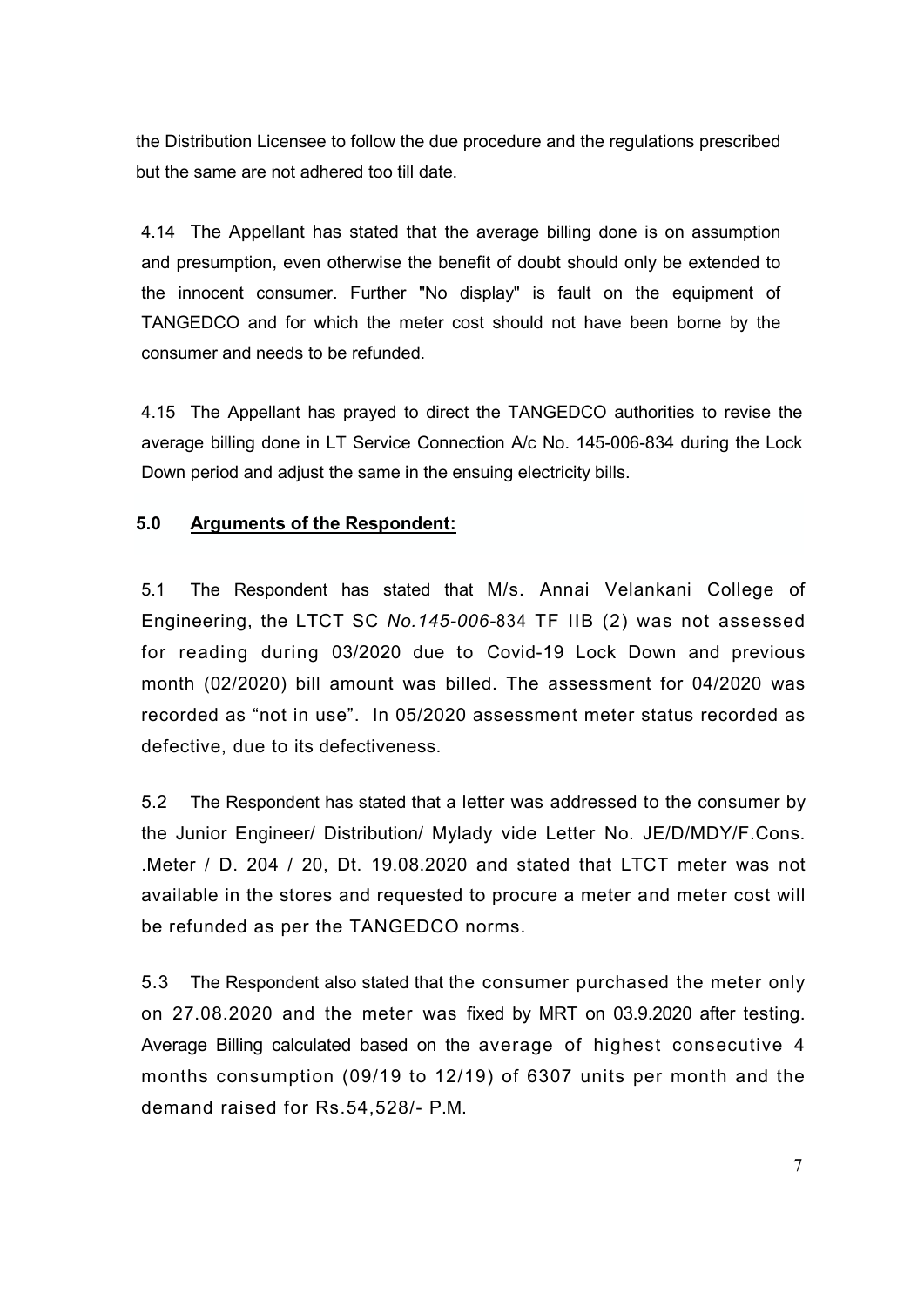the Distribution Licensee to follow the due procedure and the regulations prescribed but the same are not adhered too till date.

4.14 The Appellant has stated that the average billing done is on assumption and presumption, even otherwise the benefit of doubt should only be extended to the innocent consumer. Further "No display" is fault on the equipment of TANGEDCO and for which the meter cost should not have been borne by the consumer and needs to be refunded.

4.15 The Appellant has prayed to direct the TANGEDCO authorities to revise the average billing done in LT Service Connection A/c No. 145-006-834 during the Lock Down period and adjust the same in the ensuing electricity bills.

## 5.0 Arguments of the Respondent:

5.1 The Respondent has stated that M/s. Annai Velankani College of Engineering, the LTCT SC *No.145-006*-834 TF IIB (2) was not assessed for reading during 03/2020 due to Covid-19 Lock Down and previous month (02/2020) bill amount was billed. The assessment for 04/2020 was recorded as "not in use". In 05/2020 assessment meter status recorded as defective, due to its defectiveness.

5.2 The Respondent has stated that a letter was addressed to the consumer by the Junior Engineer/ Distribution/ Mylady vide Letter No. JE/D/MDY/F.Cons. .Meter / D. 204 / 20, Dt. 19.08.2020 and stated that LTCT meter was not available in the stores and requested to procure a meter and meter cost will be refunded as per the TANGEDCO norms.

5.3 The Respondent also stated that the consumer purchased the meter only on 27.08.2020 and the meter was fixed by MRT on 03.9.2020 after testing. Average Billing calculated based on the average of highest consecutive 4 months consumption (09/19 to 12/19) of 6307 units per month and the demand raised for Rs.54,528/- P.M.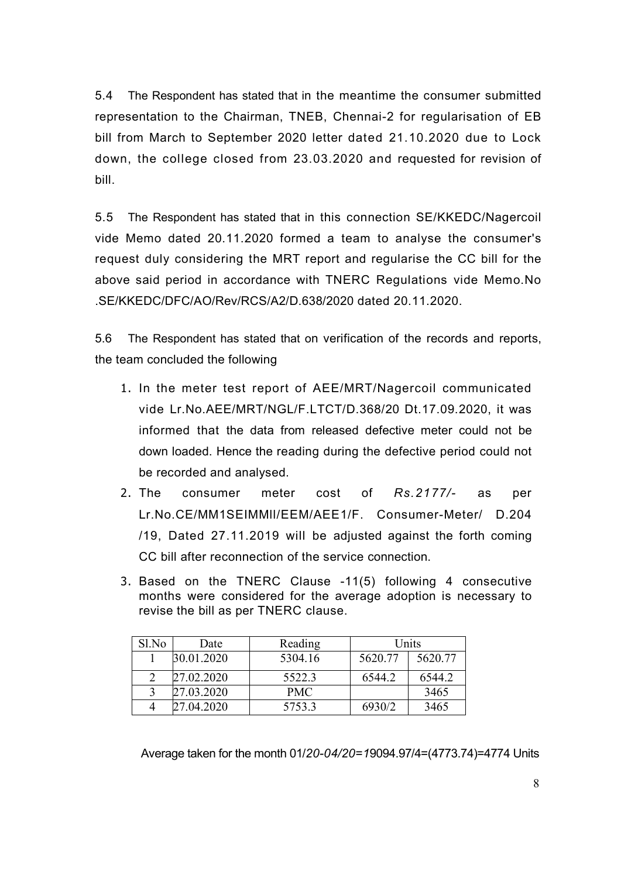5.4 The Respondent has stated that in the meantime the consumer submitted representation to the Chairman, TNEB, Chennai-2 for regularisation of EB bill from March to September 2020 letter dated 21.10.2020 due to Lock down, the college closed from 23.03.2020 and requested for revision of bill.

5.5 The Respondent has stated that in this connection SE/KKEDC/Nagercoil vide Memo dated 20.11.2020 formed a team to analyse the consumer's request duly considering the MRT report and regularise the CC bill for the above said period in accordance with TNERC Regulations vide Memo.No .SE/KKEDC/DFC/AO/Rev/RCS/A2/D.638/2020 dated 20.11.2020.

5.6 The Respondent has stated that on verification of the records and reports, the team concluded the following

1. In the meter test report of AEE/MRT/Nagercoil communicated vide Lr.No.AEE/MRT/NGL/F.LTCT/D.368/20 Dt.17.09.2020, it was informed that the data from released defective meter could not be down loaded. Hence the reading during the defective period could not be recorded and analysed.
2. The consumer meter cost of *Rs.2177/-* as per Lr.No.CE/MM1SEIMMlI/EEM/AEE1/F. Consumer-Meter/ D.204 /19, Dated 27.11.2019 will be adjusted against the forth coming CC bill after reconnection of the service connection.
3. Based on the TNERC Clause -11(5) following 4 consecutive months were considered for the average adoption is necessary to revise the bill as per TNERC clause.

| Sl.No | Date | Reading | Units | |
|---|---|---|---|---|
| 1 | 30.01.2020 | 5304.16 | 5620.77 | 5620.77 |
| 2 | 27.02.2020 | 5522.3 | 6544.2 | 6544.2 |
| 3 | 27.03.2020 | PMC | | 3465 |
| 4 | 27.04.2020 | 5753.3 | 6930/2 | 3465 |

Average taken for the month 01/*20-04/20=1*9094.97/4=(4773.74)=4774 Units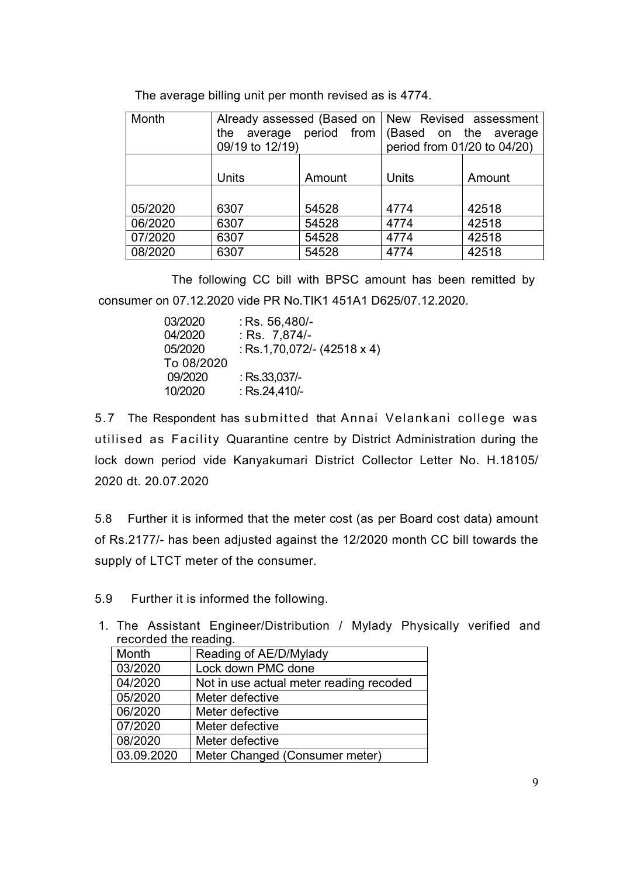The average billing unit per month revised as is 4774.

| Month | Already assessed (Based on the average period from 09/19 to 12/19) | | New Revised assessment (Based on the average period from 01/20 to 04/20) | |
|---|---|---|---|---|
| | Units | Amount | Units | Amount |
| 05/2020 | 6307 | 54528 | 4774 | 42518 |
| 06/2020 | 6307 | 54528 | 4774 | 42518 |
| 07/2020 | 6307 | 54528 | 4774 | 42518 |
| 08/2020 | 6307 | 54528 | 4774 | 42518 |

The following CC bill with BPSC amount has been remitted by consumer on 07.12.2020 vide PR No.TIK1 451A1 D625/07.12.2020.

| | |
|---|---|
| 03/2020 | : Rs. 56,480/- |
| 04/2020 | : Rs. 7,874/- |
| 05/2020 To 08/2020 | : Rs.1,70,072/- (42518 x 4) |
| 09/2020 | : Rs.33,037/- |
| 10/2020 | : Rs.24,410/- |

5.7 The Respondent has submitted that Annai Velankani college was utilised as Facility Quarantine centre by District Administration during the lock down period vide Kanyakumari District Collector Letter No. H.18105/ 2020 dt. 20.07.2020

5.8 Further it is informed that the meter cost (as per Board cost data) amount of Rs.2177/- has been adjusted against the 12/2020 month CC bill towards the supply of LTCT meter of the consumer.

5.9 Further it is informed the following.

1. The Assistant Engineer/Distribution / Mylady Physically verified and recorded the reading.

| Month | Reading of AE/D/Mylady |
|---|---|
| 03/2020 | Lock down PMC done |
| 04/2020 | Not in use actual meter reading recoded |
| 05/2020 | Meter defective |
| 06/2020 | Meter defective |
| 07/2020 | Meter defective |
| 08/2020 | Meter defective |
| 03.09.2020 | Meter Changed (Consumer meter) |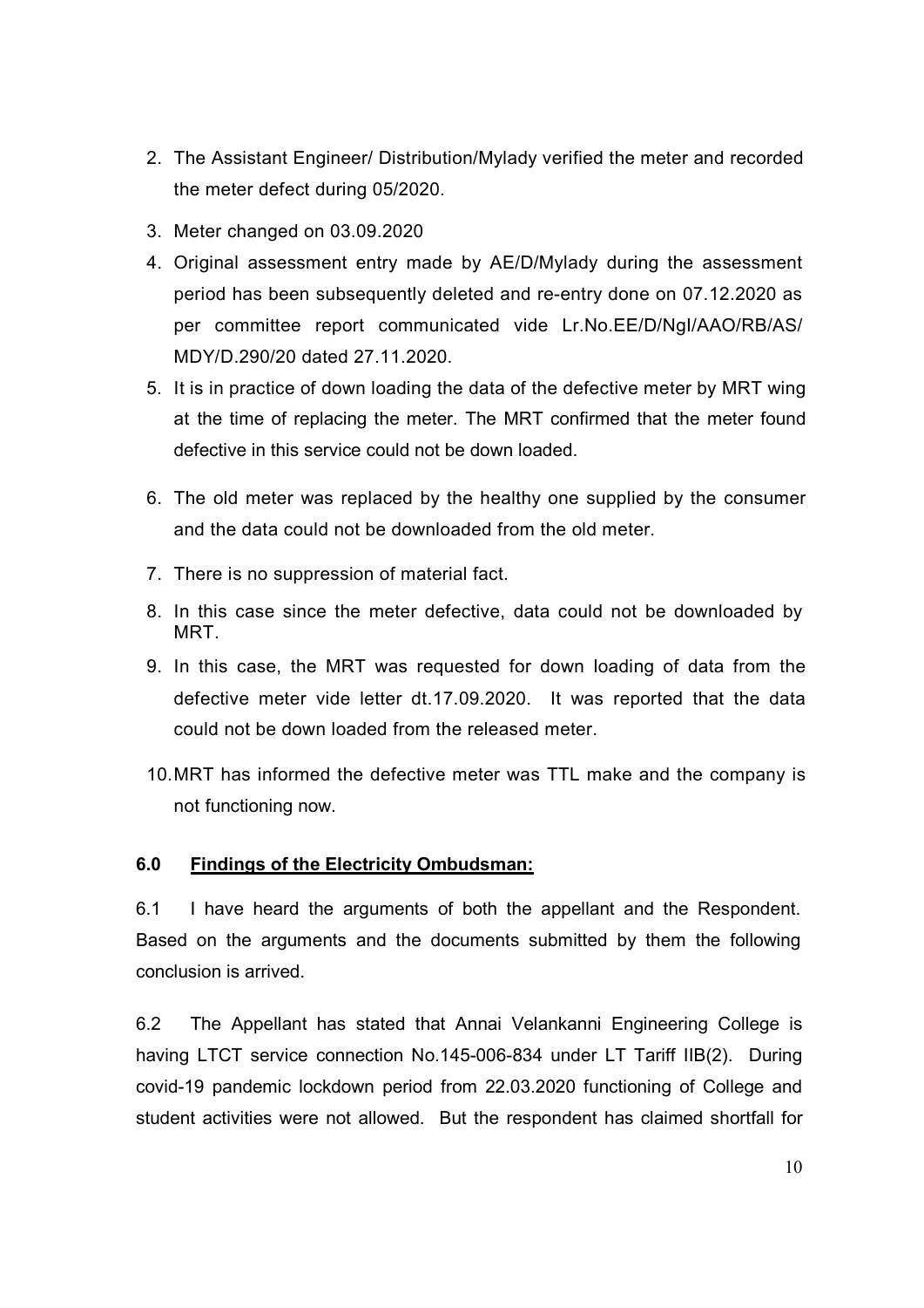2. The Assistant Engineer/ Distribution/Mylady verified the meter and recorded the meter defect during 05/2020.
3. Meter changed on 03.09.2020
4. Original assessment entry made by AE/D/Mylady during the assessment period has been subsequently deleted and re-entry done on 07.12.2020 as per committee report communicated vide Lr.No.EE/D/Ngl/AAO/RB/AS/MDY/D.290/20 dated 27.11.2020.
5. It is in practice of down loading the data of the defective meter by MRT wing at the time of replacing the meter. The MRT confirmed that the meter found defective in this service could not be down loaded.
6. The old meter was replaced by the healthy one supplied by the consumer and the data could not be downloaded from the old meter.
7. There is no suppression of material fact.
8. In this case since the meter defective, data could not be downloaded by MRT.
9. In this case, the MRT was requested for down loading of data from the defective meter vide letter dt.17.09.2020. It was reported that the data could not be down loaded from the released meter.
10. MRT has informed the defective meter was TTL make and the company is not functioning now.

### 6.0 Findings of the Electricity Ombudsman:

6.1 I have heard the arguments of both the appellant and the Respondent. Based on the arguments and the documents submitted by them the following conclusion is arrived.

6.2 The Appellant has stated that Annai Velankanni Engineering College is having LTCT service connection No.145-006-834 under LT Tariff IIB(2). During covid-19 pandemic lockdown period from 22.03.2020 functioning of College and student activities were not allowed. But the respondent has claimed shortfall for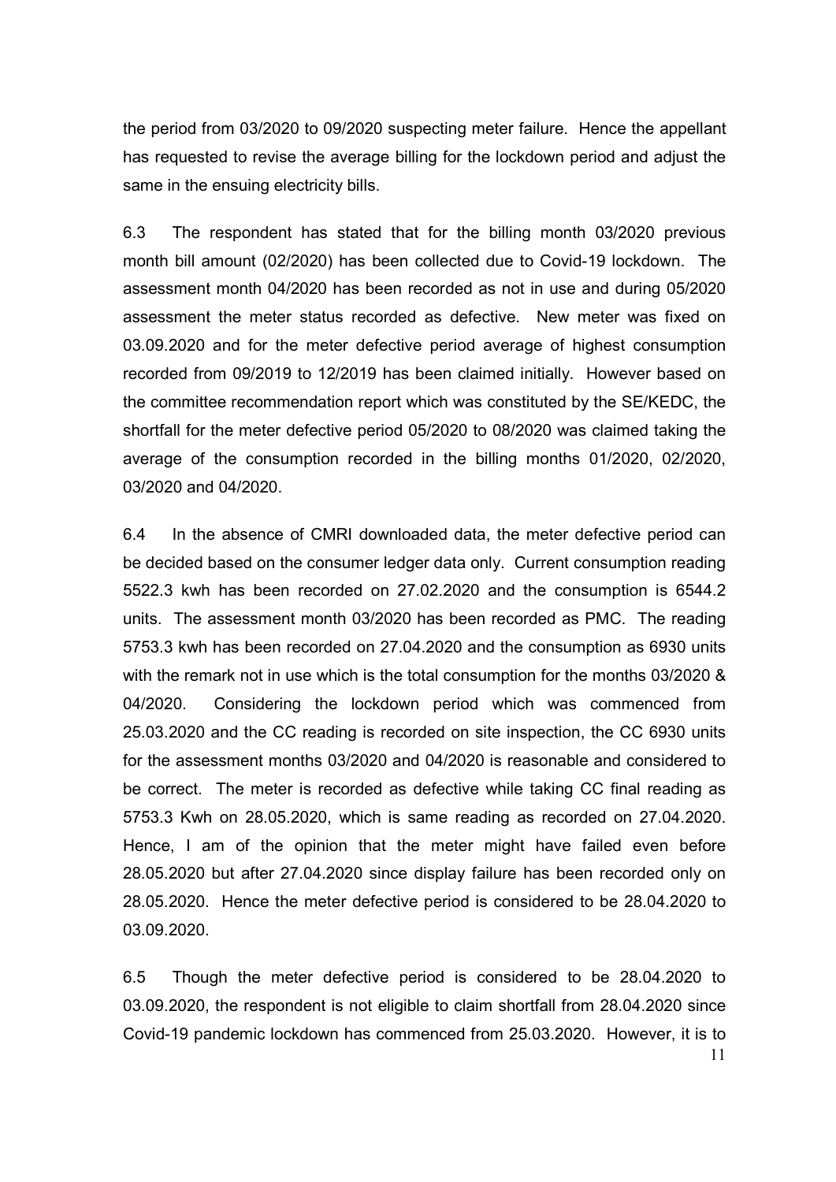the period from 03/2020 to 09/2020 suspecting meter failure. Hence the appellant has requested to revise the average billing for the lockdown period and adjust the same in the ensuing electricity bills.

6.3 The respondent has stated that for the billing month 03/2020 previous month bill amount (02/2020) has been collected due to Covid-19 lockdown. The assessment month 04/2020 has been recorded as not in use and during 05/2020 assessment the meter status recorded as defective. New meter was fixed on 03.09.2020 and for the meter defective period average of highest consumption recorded from 09/2019 to 12/2019 has been claimed initially. However based on the committee recommendation report which was constituted by the SE/KEDC, the shortfall for the meter defective period 05/2020 to 08/2020 was claimed taking the average of the consumption recorded in the billing months 01/2020, 02/2020, 03/2020 and 04/2020.

6.4 In the absence of CMRI downloaded data, the meter defective period can be decided based on the consumer ledger data only. Current consumption reading 5522.3 kwh has been recorded on 27.02.2020 and the consumption is 6544.2 units. The assessment month 03/2020 has been recorded as PMC. The reading 5753.3 kwh has been recorded on 27.04.2020 and the consumption as 6930 units with the remark not in use which is the total consumption for the months 03/2020 & 04/2020. Considering the lockdown period which was commenced from 25.03.2020 and the CC reading is recorded on site inspection, the CC 6930 units for the assessment months 03/2020 and 04/2020 is reasonable and considered to be correct. The meter is recorded as defective while taking CC final reading as 5753.3 Kwh on 28.05.2020, which is same reading as recorded on 27.04.2020. Hence, I am of the opinion that the meter might have failed even before 28.05.2020 but after 27.04.2020 since display failure has been recorded only on 28.05.2020. Hence the meter defective period is considered to be 28.04.2020 to 03.09.2020.

6.5 Though the meter defective period is considered to be 28.04.2020 to 03.09.2020, the respondent is not eligible to claim shortfall from 28.04.2020 since Covid-19 pandemic lockdown has commenced from 25.03.2020. However, it is to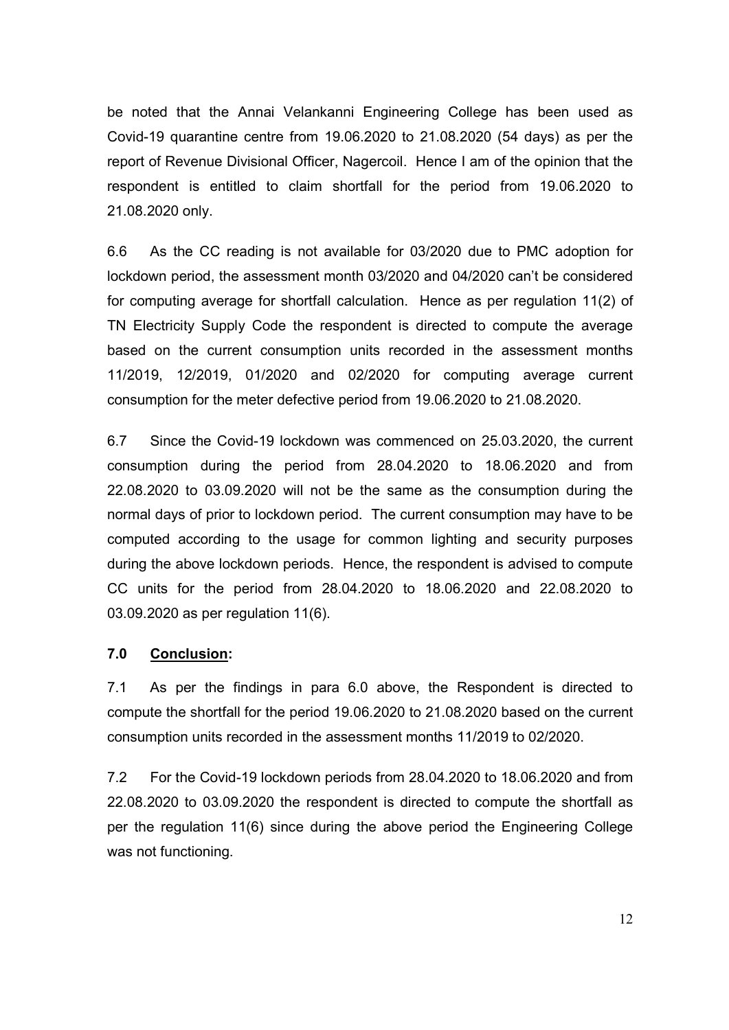be noted that the Annai Velankanni Engineering College has been used as Covid-19 quarantine centre from 19.06.2020 to 21.08.2020 (54 days) as per the report of Revenue Divisional Officer, Nagercoil. Hence I am of the opinion that the respondent is entitled to claim shortfall for the period from 19.06.2020 to 21.08.2020 only.

6.6 As the CC reading is not available for 03/2020 due to PMC adoption for lockdown period, the assessment month 03/2020 and 04/2020 can't be considered for computing average for shortfall calculation. Hence as per regulation 11(2) of TN Electricity Supply Code the respondent is directed to compute the average based on the current consumption units recorded in the assessment months 11/2019, 12/2019, 01/2020 and 02/2020 for computing average current consumption for the meter defective period from 19.06.2020 to 21.08.2020.

6.7 Since the Covid-19 lockdown was commenced on 25.03.2020, the current consumption during the period from 28.04.2020 to 18.06.2020 and from 22.08.2020 to 03.09.2020 will not be the same as the consumption during the normal days of prior to lockdown period. The current consumption may have to be computed according to the usage for common lighting and security purposes during the above lockdown periods. Hence, the respondent is advised to compute CC units for the period from 28.04.2020 to 18.06.2020 and 22.08.2020 to 03.09.2020 as per regulation 11(6).

## 7.0 Conclusion:

7.1 As per the findings in para 6.0 above, the Respondent is directed to compute the shortfall for the period 19.06.2020 to 21.08.2020 based on the current consumption units recorded in the assessment months 11/2019 to 02/2020.

7.2 For the Covid-19 lockdown periods from 28.04.2020 to 18.06.2020 and from 22.08.2020 to 03.09.2020 the respondent is directed to compute the shortfall as per the regulation 11(6) since during the above period the Engineering College was not functioning.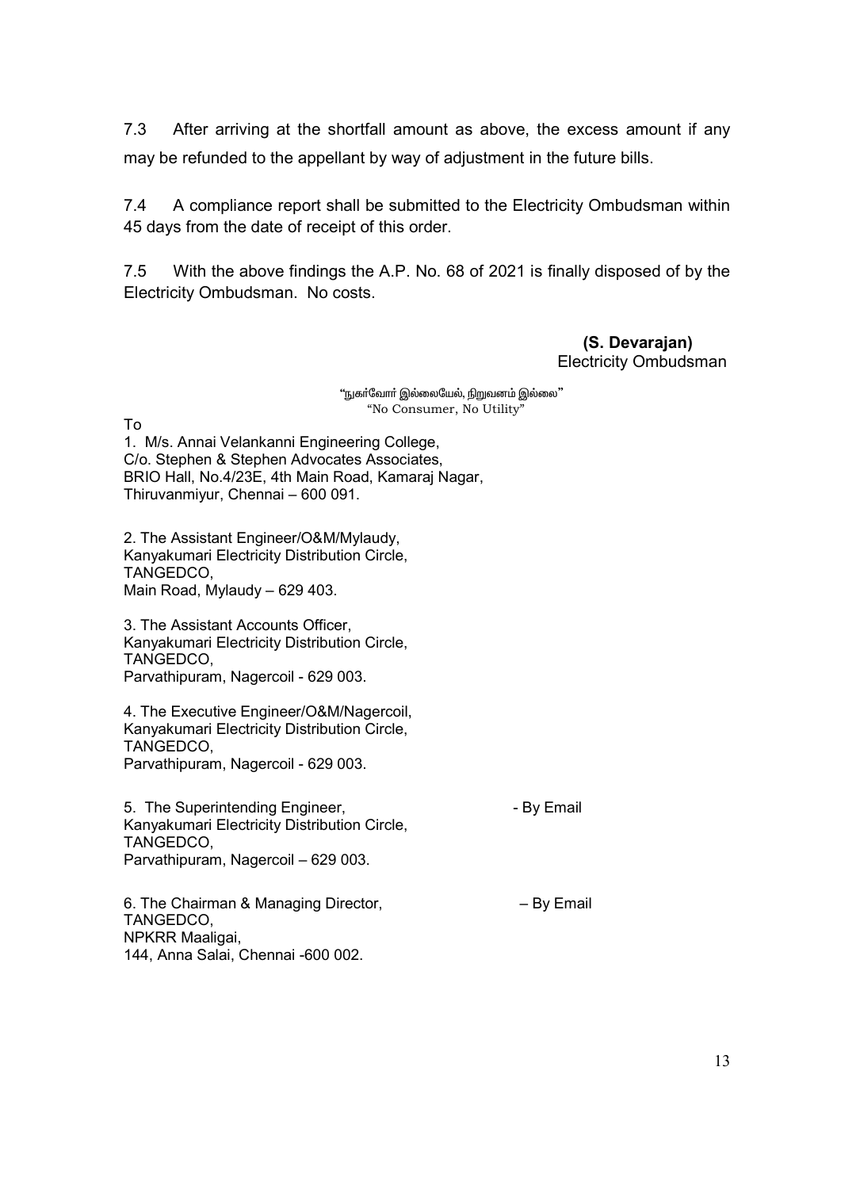7.3 After arriving at the shortfall amount as above, the excess amount if any may be refunded to the appellant by way of adjustment in the future bills.

7.4 A compliance report shall be submitted to the Electricity Ombudsman within 45 days from the date of receipt of this order.

7.5 With the above findings the A.P. No. 68 of 2021 is finally disposed of by the Electricity Ombudsman. No costs.

**(S. Devarajan)**
Electricity Ombudsman

"நுகர்வோர் இல்லையேல், நிறுவனம் இல்லை"
"No Consumer, No Utility"

To

1. M/s. Annai Velankanni Engineering College,
C/o. Stephen & Stephen Advocates Associates,
BRIO Hall, No.4/23E, 4th Main Road, Kamaraj Nagar,
Thiruvanmiyur, Chennai – 600 091.

2. The Assistant Engineer/O&M/Mylaudy,
Kanyakumari Electricity Distribution Circle,
TANGEDCO,
Main Road, Mylaudy – 629 403.

3. The Assistant Accounts Officer,
Kanyakumari Electricity Distribution Circle,
TANGEDCO,
Parvathipuram, Nagercoil - 629 003.

4. The Executive Engineer/O&M/Nagercoil,
Kanyakumari Electricity Distribution Circle,
TANGEDCO,
Parvathipuram, Nagercoil - 629 003.

5. The Superintending Engineer, - By Email
Kanyakumari Electricity Distribution Circle,
TANGEDCO,
Parvathipuram, Nagercoil – 629 003.

6. The Chairman & Managing Director, – By Email
TANGEDCO,
NPKRR Maaligai,
144, Anna Salai, Chennai -600 002.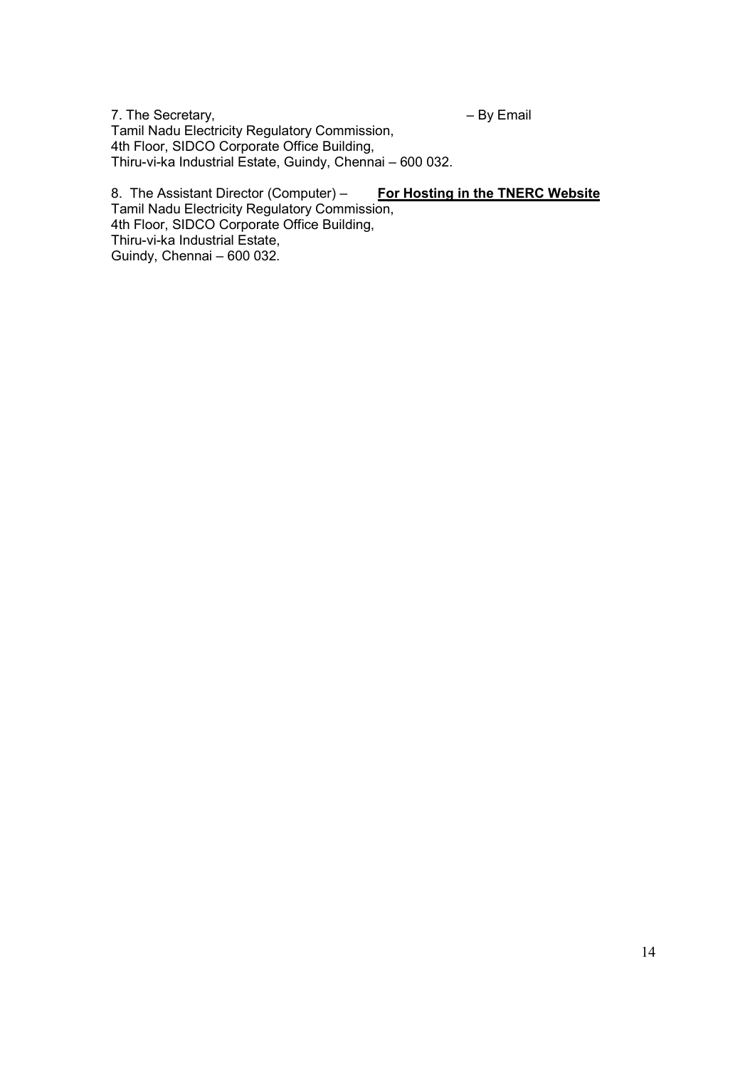7. The Secretary, – By Email
Tamil Nadu Electricity Regulatory Commission,
4th Floor, SIDCO Corporate Office Building,
Thiru-vi-ka Industrial Estate, Guindy, Chennai – 600 032.

8. The Assistant Director (Computer) – **For Hosting in the TNERC Website**
Tamil Nadu Electricity Regulatory Commission,
4th Floor, SIDCO Corporate Office Building,
Thiru-vi-ka Industrial Estate,
Guindy, Chennai – 600 032.